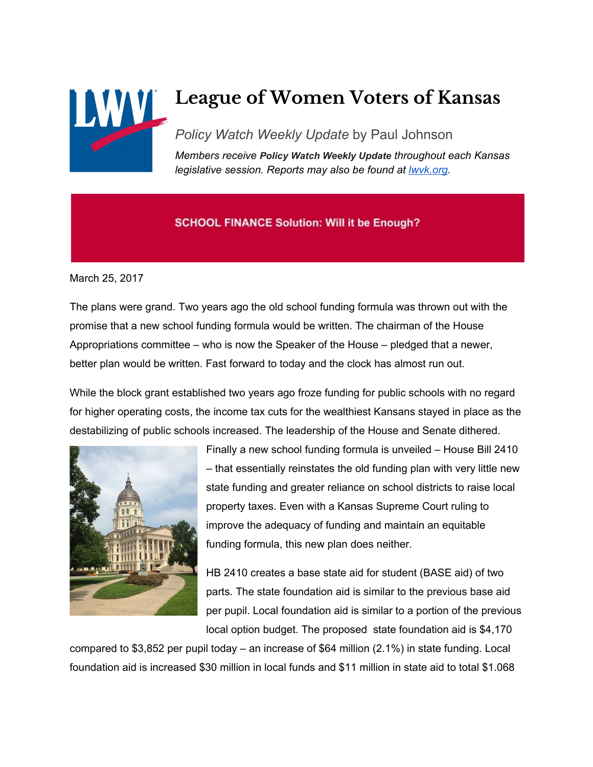# League of Women Voters of Kansas

*Policy Watch Weekly Update* by Paul Johnson

*Members receive **Policy Watch Weekly Update** throughout each Kansas legislative session. Reports may also be found at [lwvk.org](lwvk.org).*

## SCHOOL FINANCE Solution: Will it be Enough?

March 25, 2017

The plans were grand. Two years ago the old school funding formula was thrown out with the promise that a new school funding formula would be written. The chairman of the House Appropriations committee – who is now the Speaker of the House – pledged that a newer, better plan would be written. Fast forward to today and the clock has almost run out.

While the block grant established two years ago froze funding for public schools with no regard for higher operating costs, the income tax cuts for the wealthiest Kansans stayed in place as the destabilizing of public schools increased. The leadership of the House and Senate dithered.

Finally a new school funding formula is unveiled – House Bill 2410 – that essentially reinstates the old funding plan with very little new state funding and greater reliance on school districts to raise local property taxes. Even with a Kansas Supreme Court ruling to improve the adequacy of funding and maintain an equitable funding formula, this new plan does neither.

HB 2410 creates a base state aid for student (BASE aid) of two parts. The state foundation aid is similar to the previous base aid per pupil. Local foundation aid is similar to a portion of the previous local option budget. The proposed state foundation aid is $4,170 compared to $3,852 per pupil today – an increase of $64 million (2.1%) in state funding. Local foundation aid is increased $30 million in local funds and $11 million in state aid to total $1.068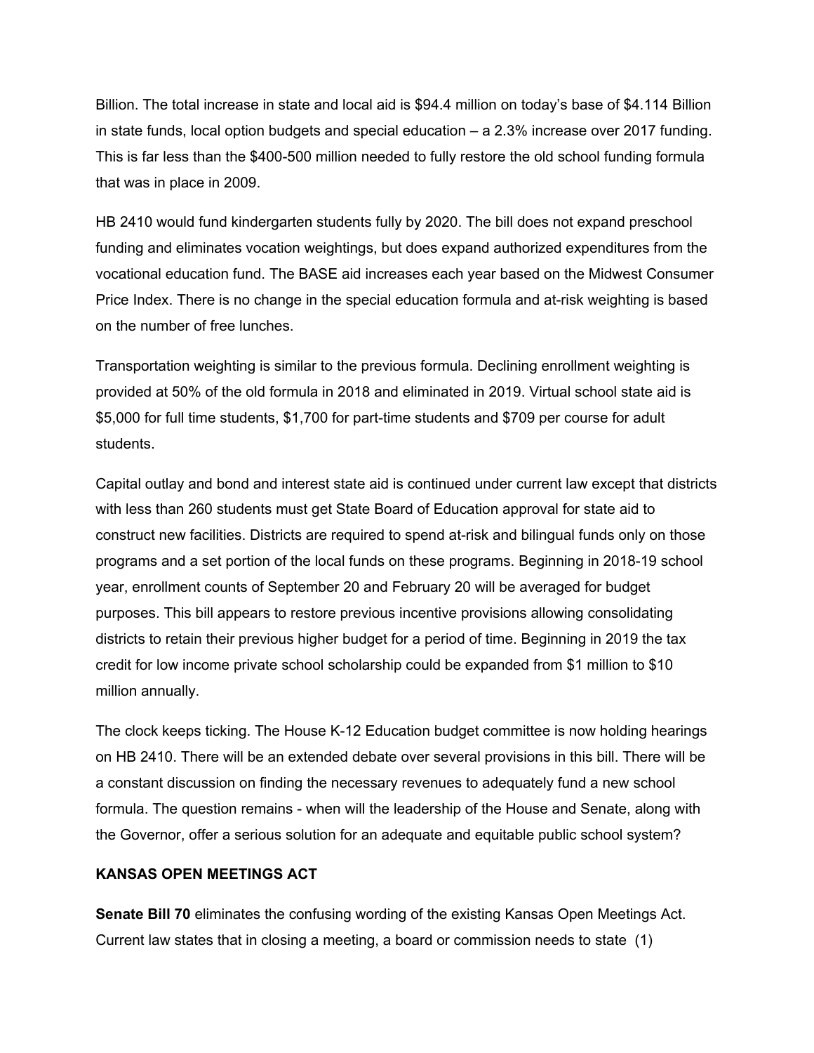Billion. The total increase in state and local aid is $94.4 million on today's base of $4.114 Billion in state funds, local option budgets and special education – a 2.3% increase over 2017 funding. This is far less than the $400-500 million needed to fully restore the old school funding formula that was in place in 2009.

HB 2410 would fund kindergarten students fully by 2020. The bill does not expand preschool funding and eliminates vocation weightings, but does expand authorized expenditures from the vocational education fund. The BASE aid increases each year based on the Midwest Consumer Price Index. There is no change in the special education formula and at-risk weighting is based on the number of free lunches.

Transportation weighting is similar to the previous formula. Declining enrollment weighting is provided at 50% of the old formula in 2018 and eliminated in 2019. Virtual school state aid is $5,000 for full time students, $1,700 for part-time students and $709 per course for adult students.

Capital outlay and bond and interest state aid is continued under current law except that districts with less than 260 students must get State Board of Education approval for state aid to construct new facilities. Districts are required to spend at-risk and bilingual funds only on those programs and a set portion of the local funds on these programs. Beginning in 2018-19 school year, enrollment counts of September 20 and February 20 will be averaged for budget purposes. This bill appears to restore previous incentive provisions allowing consolidating districts to retain their previous higher budget for a period of time. Beginning in 2019 the tax credit for low income private school scholarship could be expanded from $1 million to $10 million annually.

The clock keeps ticking. The House K-12 Education budget committee is now holding hearings on HB 2410. There will be an extended debate over several provisions in this bill. There will be a constant discussion on finding the necessary revenues to adequately fund a new school formula. The question remains - when will the leadership of the House and Senate, along with the Governor, offer a serious solution for an adequate and equitable public school system?

**KANSAS OPEN MEETINGS ACT**

**Senate Bill 70** eliminates the confusing wording of the existing Kansas Open Meetings Act. Current law states that in closing a meeting, a board or commission needs to state (1)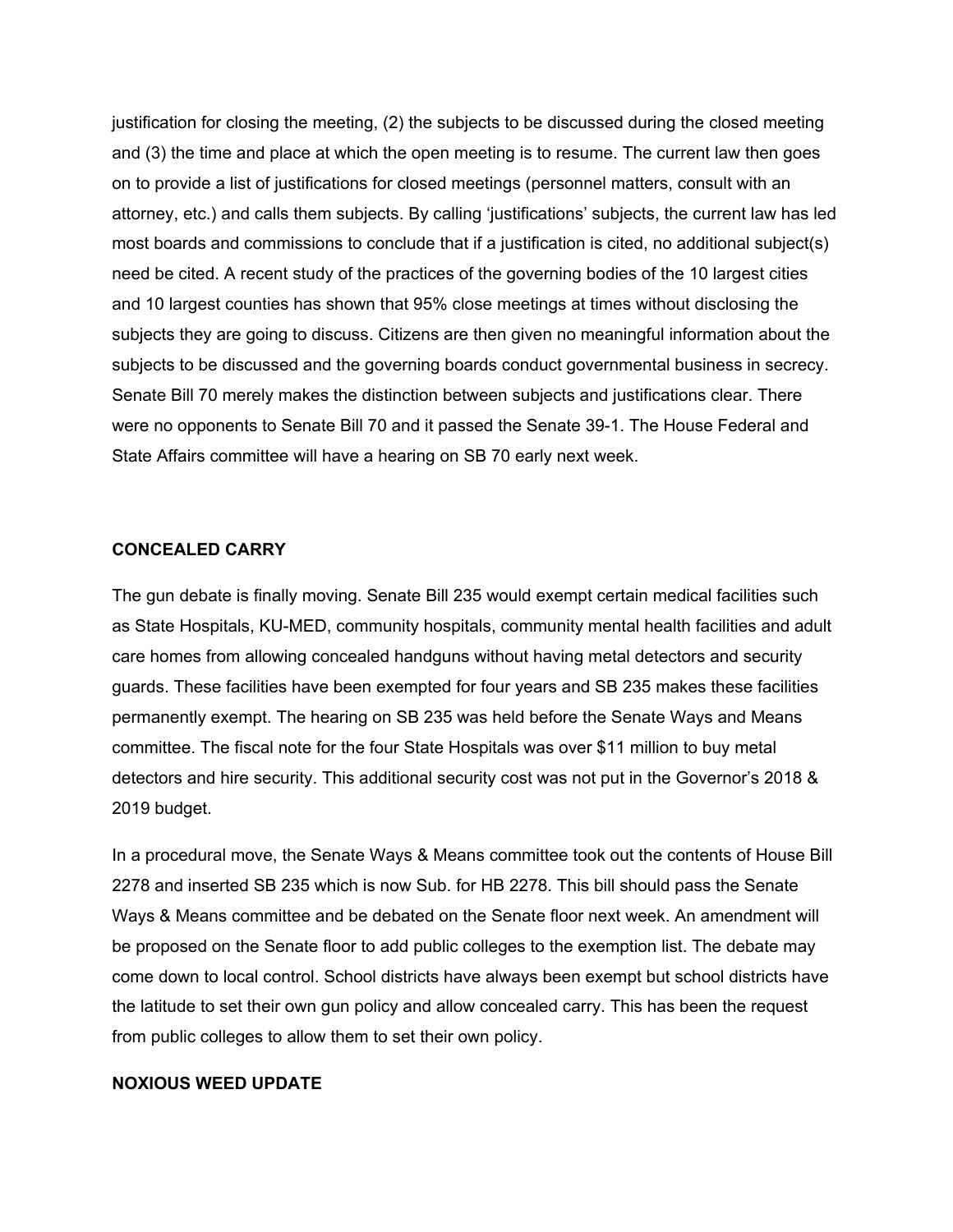justification for closing the meeting, (2) the subjects to be discussed during the closed meeting and (3) the time and place at which the open meeting is to resume. The current law then goes on to provide a list of justifications for closed meetings (personnel matters, consult with an attorney, etc.) and calls them subjects. By calling 'justifications' subjects, the current law has led most boards and commissions to conclude that if a justification is cited, no additional subject(s) need be cited. A recent study of the practices of the governing bodies of the 10 largest cities and 10 largest counties has shown that 95% close meetings at times without disclosing the subjects they are going to discuss. Citizens are then given no meaningful information about the subjects to be discussed and the governing boards conduct governmental business in secrecy. Senate Bill 70 merely makes the distinction between subjects and justifications clear. There were no opponents to Senate Bill 70 and it passed the Senate 39-1. The House Federal and State Affairs committee will have a hearing on SB 70 early next week.

**CONCEALED CARRY**

The gun debate is finally moving. Senate Bill 235 would exempt certain medical facilities such as State Hospitals, KU-MED, community hospitals, community mental health facilities and adult care homes from allowing concealed handguns without having metal detectors and security guards. These facilities have been exempted for four years and SB 235 makes these facilities permanently exempt. The hearing on SB 235 was held before the Senate Ways and Means committee. The fiscal note for the four State Hospitals was over $11 million to buy metal detectors and hire security. This additional security cost was not put in the Governor's 2018 & 2019 budget.

In a procedural move, the Senate Ways & Means committee took out the contents of House Bill 2278 and inserted SB 235 which is now Sub. for HB 2278. This bill should pass the Senate Ways & Means committee and be debated on the Senate floor next week. An amendment will be proposed on the Senate floor to add public colleges to the exemption list. The debate may come down to local control. School districts have always been exempt but school districts have the latitude to set their own gun policy and allow concealed carry. This has been the request from public colleges to allow them to set their own policy.

**NOXIOUS WEED UPDATE**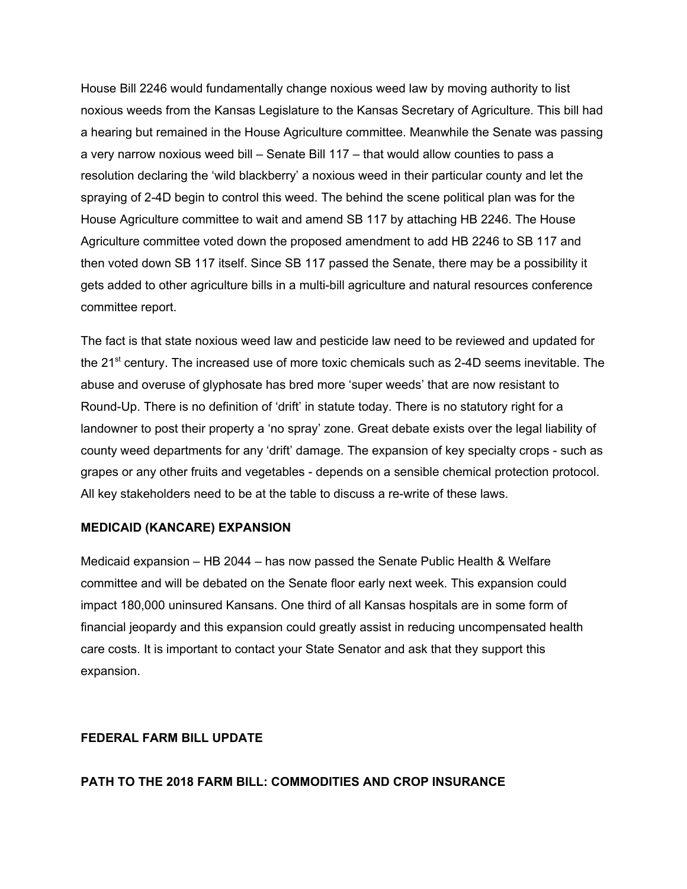House Bill 2246 would fundamentally change noxious weed law by moving authority to list noxious weeds from the Kansas Legislature to the Kansas Secretary of Agriculture. This bill had a hearing but remained in the House Agriculture committee. Meanwhile the Senate was passing a very narrow noxious weed bill – Senate Bill 117 – that would allow counties to pass a resolution declaring the 'wild blackberry' a noxious weed in their particular county and let the spraying of 2-4D begin to control this weed. The behind the scene political plan was for the House Agriculture committee to wait and amend SB 117 by attaching HB 2246. The House Agriculture committee voted down the proposed amendment to add HB 2246 to SB 117 and then voted down SB 117 itself. Since SB 117 passed the Senate, there may be a possibility it gets added to other agriculture bills in a multi-bill agriculture and natural resources conference committee report.

The fact is that state noxious weed law and pesticide law need to be reviewed and updated for the 21st century. The increased use of more toxic chemicals such as 2-4D seems inevitable. The abuse and overuse of glyphosate has bred more 'super weeds' that are now resistant to Round-Up. There is no definition of 'drift' in statute today. There is no statutory right for a landowner to post their property a 'no spray' zone. Great debate exists over the legal liability of county weed departments for any 'drift' damage. The expansion of key specialty crops - such as grapes or any other fruits and vegetables - depends on a sensible chemical protection protocol. All key stakeholders need to be at the table to discuss a re-write of these laws.

**MEDICAID (KANCARE) EXPANSION**

Medicaid expansion – HB 2044 – has now passed the Senate Public Health & Welfare committee and will be debated on the Senate floor early next week. This expansion could impact 180,000 uninsured Kansans. One third of all Kansas hospitals are in some form of financial jeopardy and this expansion could greatly assist in reducing uncompensated health care costs. It is important to contact your State Senator and ask that they support this expansion.

**FEDERAL FARM BILL UPDATE**

**PATH TO THE 2018 FARM BILL: COMMODITIES AND CROP INSURANCE**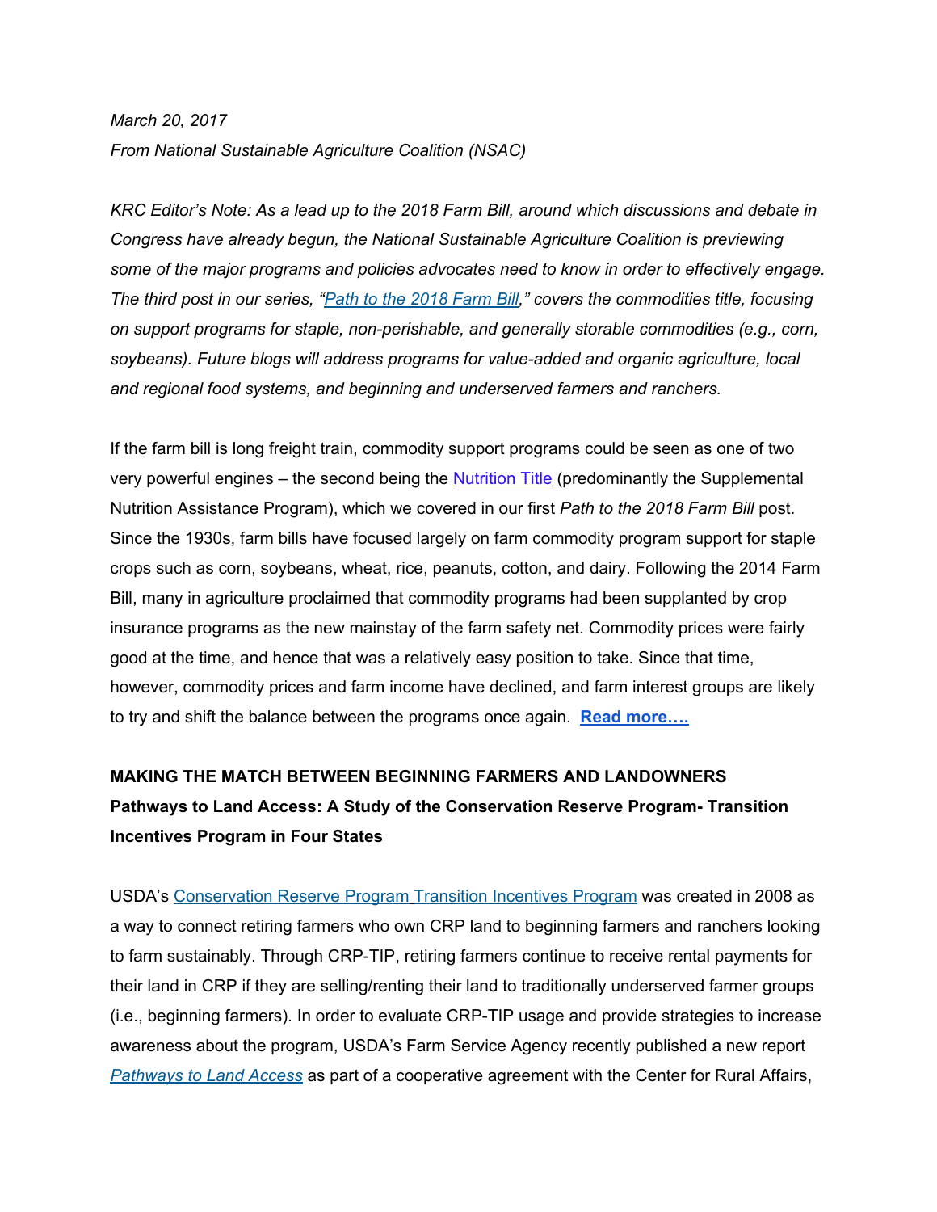*March 20, 2017*
*From National Sustainable Agriculture Coalition (NSAC)*

*KRC Editor's Note: As a lead up to the 2018 Farm Bill, around which discussions and debate in Congress have already begun, the National Sustainable Agriculture Coalition is previewing some of the major programs and policies advocates need to know in order to effectively engage. The third post in our series, "[Path to the 2018 Farm Bill](),"  covers the commodities title, focusing on support programs for staple, non-perishable, and generally storable commodities (e.g., corn, soybeans). Future blogs will address programs for value-added and organic agriculture, local and regional food systems, and beginning and underserved farmers and ranchers.*

If the farm bill is long freight train, commodity support programs could be seen as one of two very powerful engines – the second being the [Nutrition Title]() (predominantly the Supplemental Nutrition Assistance Program), which we covered in our first *Path to the 2018 Farm Bill* post. Since the 1930s, farm bills have focused largely on farm commodity program support for staple crops such as corn, soybeans, wheat, rice, peanuts, cotton, and dairy. Following the 2014 Farm Bill, many in agriculture proclaimed that commodity programs had been supplanted by crop insurance programs as the new mainstay of the farm safety net. Commodity prices were fairly good at the time, and hence that was a relatively easy position to take. Since that time, however, commodity prices and farm income have declined, and farm interest groups are likely to try and shift the balance between the programs once again. **[Read more….]()**

**MAKING THE MATCH BETWEEN BEGINNING FARMERS AND LANDOWNERS**
**Pathways to Land Access: A Study of the Conservation Reserve Program- Transition Incentives Program in Four States**

USDA's [Conservation Reserve Program Transition Incentives Program]() was created in 2008 as a way to connect retiring farmers who own CRP land to beginning farmers and ranchers looking to farm sustainably. Through CRP-TIP, retiring farmers continue to receive rental payments for their land in CRP if they are selling/renting their land to traditionally underserved farmer groups (i.e., beginning farmers). In order to evaluate CRP-TIP usage and provide strategies to increase awareness about the program, USDA's Farm Service Agency recently published a new report *[Pathways to Land Access]()* as part of a cooperative agreement with the Center for Rural Affairs,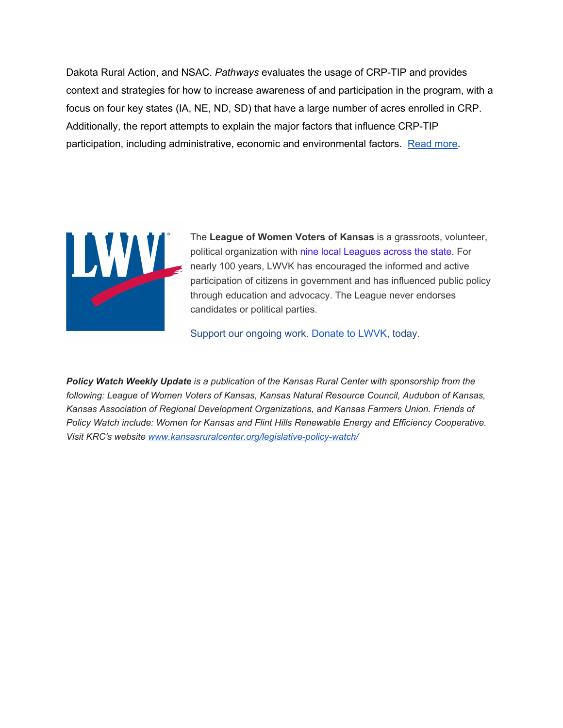Dakota Rural Action, and NSAC. *Pathways* evaluates the usage of CRP-TIP and provides context and strategies for how to increase awareness of and participation in the program, with a focus on four key states (IA, NE, ND, SD) that have a large number of acres enrolled in CRP. Additionally, the report attempts to explain the major factors that influence CRP-TIP participation, including administrative, economic and environmental factors. [Read more](#).

The **League of Women Voters of Kansas** is a grassroots, volunteer, political organization with [nine local Leagues across the state](#). For nearly 100 years, LWVK has encouraged the informed and active participation of citizens in government and has influenced public policy through education and advocacy. The League never endorses candidates or political parties.

Support our ongoing work. [Donate to LWVK](#), today.

***Policy Watch Weekly Update** is a publication of the Kansas Rural Center with sponsorship from the following: League of Women Voters of Kansas, Kansas Natural Resource Council, Audubon of Kansas, Kansas Association of Regional Development Organizations, and Kansas Farmers Union. Friends of Policy Watch include: Women for Kansas and Flint Hills Renewable Energy and Efficiency Cooperative. Visit KRC's website [www.kansasruralcenter.org/legislative-policy-watch/](www.kansasruralcenter.org/legislative-policy-watch/)*